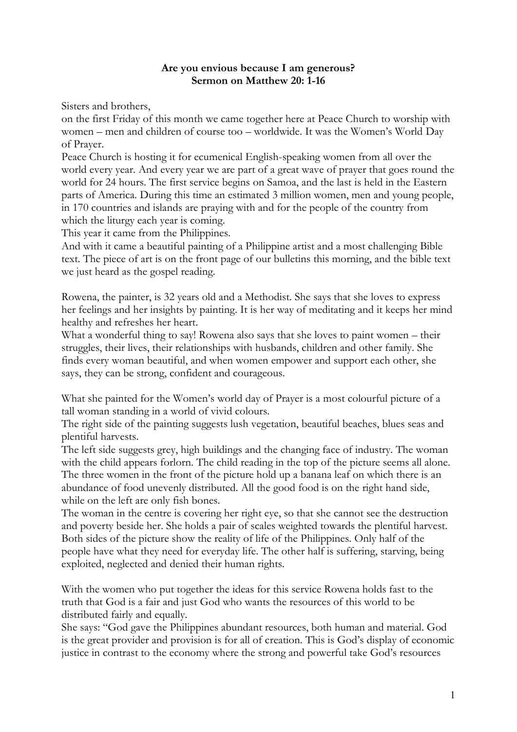**Are you envious because I am generous?**
**Sermon on Matthew 20: 1-16**

Sisters and brothers,
on the first Friday of this month we came together here at Peace Church to worship with women – men and children of course too – worldwide. It was the Women's World Day of Prayer.
Peace Church is hosting it for ecumenical English-speaking women from all over the world every year. And every year we are part of a great wave of prayer that goes round the world for 24 hours. The first service begins on Samoa, and the last is held in the Eastern parts of America. During this time an estimated 3 million women, men and young people, in 170 countries and islands are praying with and for the people of the country from which the liturgy each year is coming.
This year it came from the Philippines.
And with it came a beautiful painting of a Philippine artist and a most challenging Bible text. The piece of art is on the front page of our bulletins this morning, and the bible text we just heard as the gospel reading.

Rowena, the painter, is 32 years old and a Methodist. She says that she loves to express her feelings and her insights by painting. It is her way of meditating and it keeps her mind healthy and refreshes her heart.
What a wonderful thing to say! Rowena also says that she loves to paint women – their struggles, their lives, their relationships with husbands, children and other family. She finds every woman beautiful, and when women empower and support each other, she says, they can be strong, confident and courageous.

What she painted for the Women's world day of Prayer is a most colourful picture of a tall woman standing in a world of vivid colours.
The right side of the painting suggests lush vegetation, beautiful beaches, blues seas and plentiful harvests.
The left side suggests grey, high buildings and the changing face of industry. The woman with the child appears forlorn. The child reading in the top of the picture seems all alone. The three women in the front of the picture hold up a banana leaf on which there is an abundance of food unevenly distributed. All the good food is on the right hand side, while on the left are only fish bones.
The woman in the centre is covering her right eye, so that she cannot see the destruction and poverty beside her. She holds a pair of scales weighted towards the plentiful harvest. Both sides of the picture show the reality of life of the Philippines. Only half of the people have what they need for everyday life. The other half is suffering, starving, being exploited, neglected and denied their human rights.

With the women who put together the ideas for this service Rowena holds fast to the truth that God is a fair and just God who wants the resources of this world to be distributed fairly and equally.
She says: "God gave the Philippines abundant resources, both human and material. God is the great provider and provision is for all of creation. This is God's display of economic justice in contrast to the economy where the strong and powerful take God's resources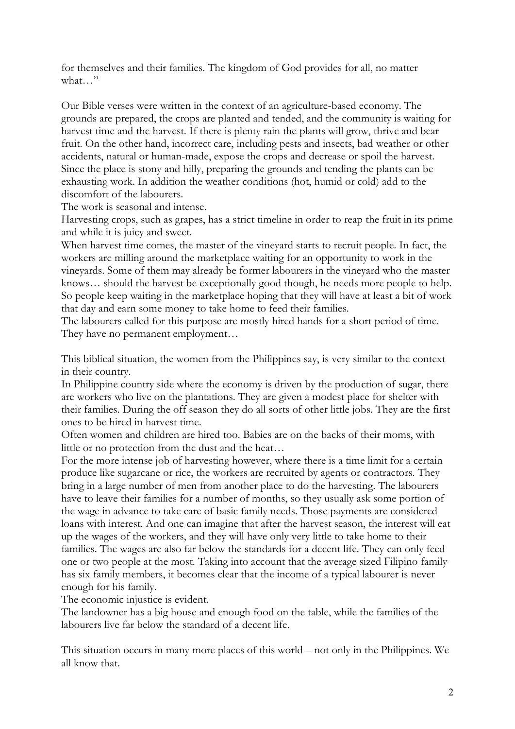for themselves and their families. The kingdom of God provides for all, no matter what…"

Our Bible verses were written in the context of an agriculture-based economy. The grounds are prepared, the crops are planted and tended, and the community is waiting for harvest time and the harvest. If there is plenty rain the plants will grow, thrive and bear fruit. On the other hand, incorrect care, including pests and insects, bad weather or other accidents, natural or human-made, expose the crops and decrease or spoil the harvest. Since the place is stony and hilly, preparing the grounds and tending the plants can be exhausting work. In addition the weather conditions (hot, humid or cold) add to the discomfort of the labourers.
The work is seasonal and intense.
Harvesting crops, such as grapes, has a strict timeline in order to reap the fruit in its prime and while it is juicy and sweet.
When harvest time comes, the master of the vineyard starts to recruit people. In fact, the workers are milling around the marketplace waiting for an opportunity to work in the vineyards. Some of them may already be former labourers in the vineyard who the master knows… should the harvest be exceptionally good though, he needs more people to help. So people keep waiting in the marketplace hoping that they will have at least a bit of work that day and earn some money to take home to feed their families.
The labourers called for this purpose are mostly hired hands for a short period of time. They have no permanent employment…

This biblical situation, the women from the Philippines say, is very similar to the context in their country.
In Philippine country side where the economy is driven by the production of sugar, there are workers who live on the plantations. They are given a modest place for shelter with their families. During the off season they do all sorts of other little jobs. They are the first ones to be hired in harvest time.
Often women and children are hired too. Babies are on the backs of their moms, with little or no protection from the dust and the heat…
For the more intense job of harvesting however, where there is a time limit for a certain produce like sugarcane or rice, the workers are recruited by agents or contractors. They bring in a large number of men from another place to do the harvesting. The labourers have to leave their families for a number of months, so they usually ask some portion of the wage in advance to take care of basic family needs. Those payments are considered loans with interest. And one can imagine that after the harvest season, the interest will eat up the wages of the workers, and they will have only very little to take home to their families. The wages are also far below the standards for a decent life. They can only feed one or two people at the most. Taking into account that the average sized Filipino family has six family members, it becomes clear that the income of a typical labourer is never enough for his family.
The economic injustice is evident.
The landowner has a big house and enough food on the table, while the families of the labourers live far below the standard of a decent life.

This situation occurs in many more places of this world – not only in the Philippines. We all know that.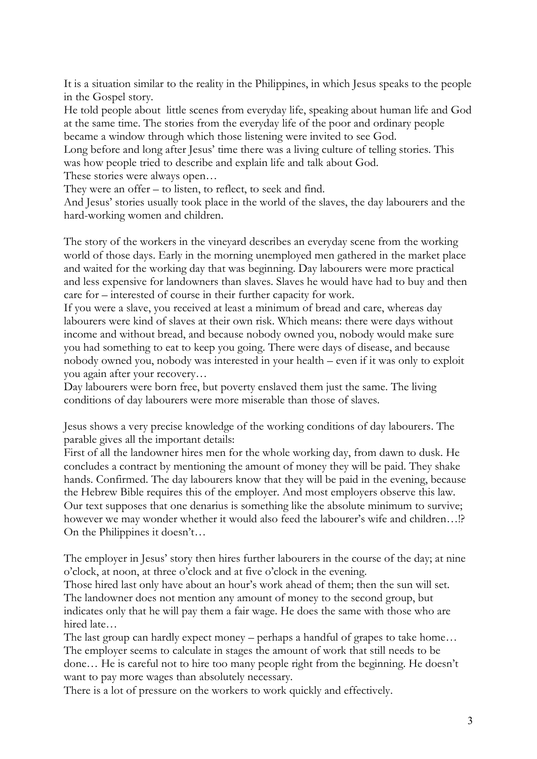It is a situation similar to the reality in the Philippines, in which Jesus speaks to the people in the Gospel story.

He told people about little scenes from everyday life, speaking about human life and God at the same time. The stories from the everyday life of the poor and ordinary people became a window through which those listening were invited to see God.

Long before and long after Jesus' time there was a living culture of telling stories. This was how people tried to describe and explain life and talk about God.

These stories were always open…

They were an offer – to listen, to reflect, to seek and find.

And Jesus' stories usually took place in the world of the slaves, the day labourers and the hard-working women and children.

The story of the workers in the vineyard describes an everyday scene from the working world of those days. Early in the morning unemployed men gathered in the market place and waited for the working day that was beginning. Day labourers were more practical and less expensive for landowners than slaves. Slaves he would have had to buy and then care for – interested of course in their further capacity for work.

If you were a slave, you received at least a minimum of bread and care, whereas day labourers were kind of slaves at their own risk. Which means: there were days without income and without bread, and because nobody owned you, nobody would make sure you had something to eat to keep you going. There were days of disease, and because nobody owned you, nobody was interested in your health – even if it was only to exploit you again after your recovery…

Day labourers were born free, but poverty enslaved them just the same. The living conditions of day labourers were more miserable than those of slaves.

Jesus shows a very precise knowledge of the working conditions of day labourers. The parable gives all the important details:

First of all the landowner hires men for the whole working day, from dawn to dusk. He concludes a contract by mentioning the amount of money they will be paid. They shake hands. Confirmed. The day labourers know that they will be paid in the evening, because the Hebrew Bible requires this of the employer. And most employers observe this law. Our text supposes that one denarius is something like the absolute minimum to survive; however we may wonder whether it would also feed the labourer's wife and children…!? On the Philippines it doesn't…

The employer in Jesus' story then hires further labourers in the course of the day; at nine o'clock, at noon, at three o'clock and at five o'clock in the evening.

Those hired last only have about an hour's work ahead of them; then the sun will set. The landowner does not mention any amount of money to the second group, but indicates only that he will pay them a fair wage. He does the same with those who are hired late…

The last group can hardly expect money – perhaps a handful of grapes to take home… The employer seems to calculate in stages the amount of work that still needs to be done… He is careful not to hire too many people right from the beginning. He doesn't want to pay more wages than absolutely necessary.

There is a lot of pressure on the workers to work quickly and effectively.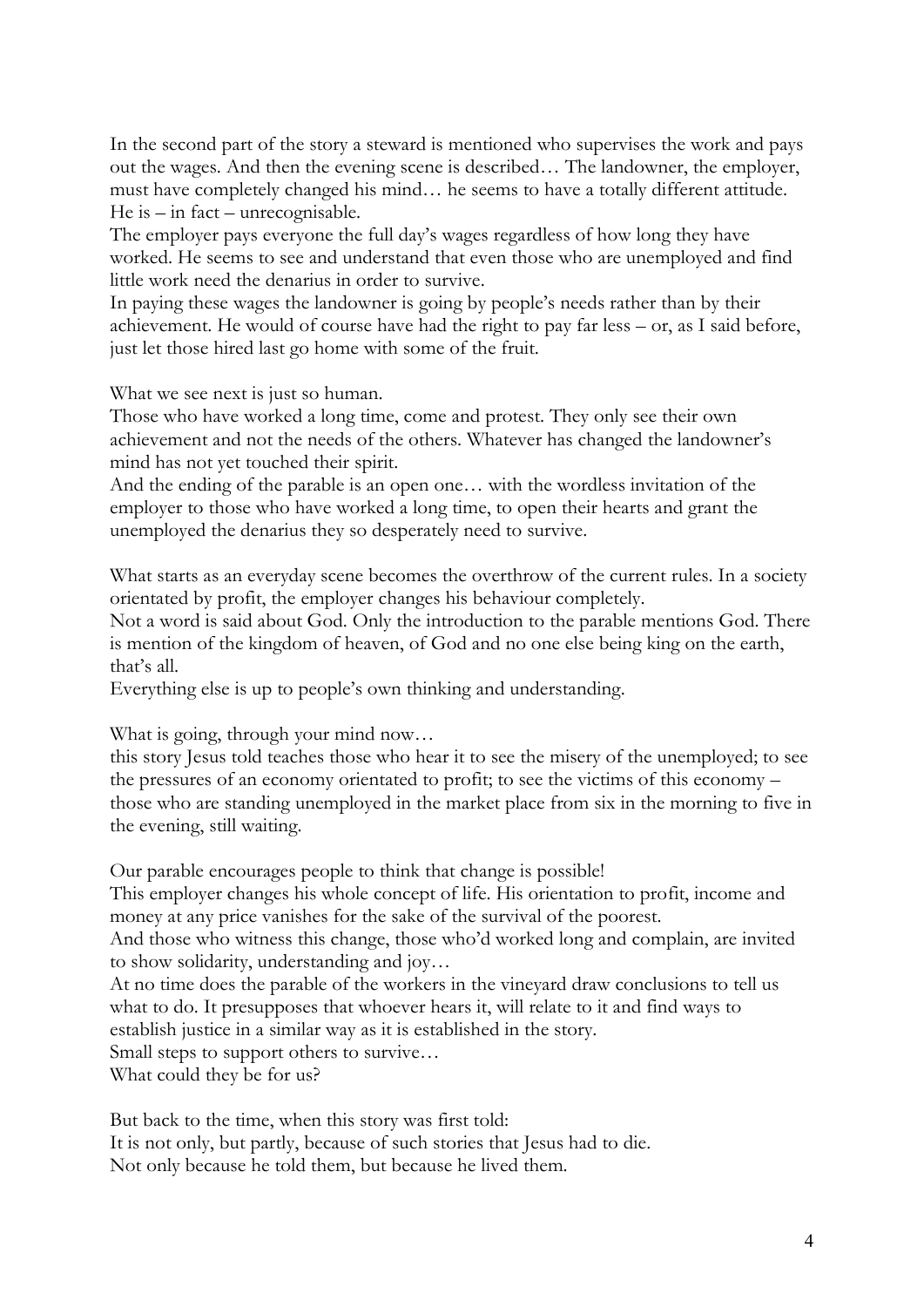In the second part of the story a steward is mentioned who supervises the work and pays out the wages. And then the evening scene is described… The landowner, the employer, must have completely changed his mind… he seems to have a totally different attitude. He is – in fact – unrecognisable.
The employer pays everyone the full day's wages regardless of how long they have worked. He seems to see and understand that even those who are unemployed and find little work need the denarius in order to survive.
In paying these wages the landowner is going by people's needs rather than by their achievement. He would of course have had the right to pay far less – or, as I said before, just let those hired last go home with some of the fruit.

What we see next is just so human.
Those who have worked a long time, come and protest. They only see their own achievement and not the needs of the others. Whatever has changed the landowner's mind has not yet touched their spirit.
And the ending of the parable is an open one… with the wordless invitation of the employer to those who have worked a long time, to open their hearts and grant the unemployed the denarius they so desperately need to survive.

What starts as an everyday scene becomes the overthrow of the current rules. In a society orientated by profit, the employer changes his behaviour completely.
Not a word is said about God. Only the introduction to the parable mentions God. There is mention of the kingdom of heaven, of God and no one else being king on the earth, that's all.
Everything else is up to people's own thinking and understanding.

What is going, through your mind now…
this story Jesus told teaches those who hear it to see the misery of the unemployed; to see the pressures of an economy orientated to profit; to see the victims of this economy – those who are standing unemployed in the market place from six in the morning to five in the evening, still waiting.

Our parable encourages people to think that change is possible!
This employer changes his whole concept of life. His orientation to profit, income and money at any price vanishes for the sake of the survival of the poorest.
And those who witness this change, those who'd worked long and complain, are invited to show solidarity, understanding and joy…
At no time does the parable of the workers in the vineyard draw conclusions to tell us what to do. It presupposes that whoever hears it, will relate to it and find ways to establish justice in a similar way as it is established in the story.
Small steps to support others to survive…
What could they be for us?

But back to the time, when this story was first told:
It is not only, but partly, because of such stories that Jesus had to die.
Not only because he told them, but because he lived them.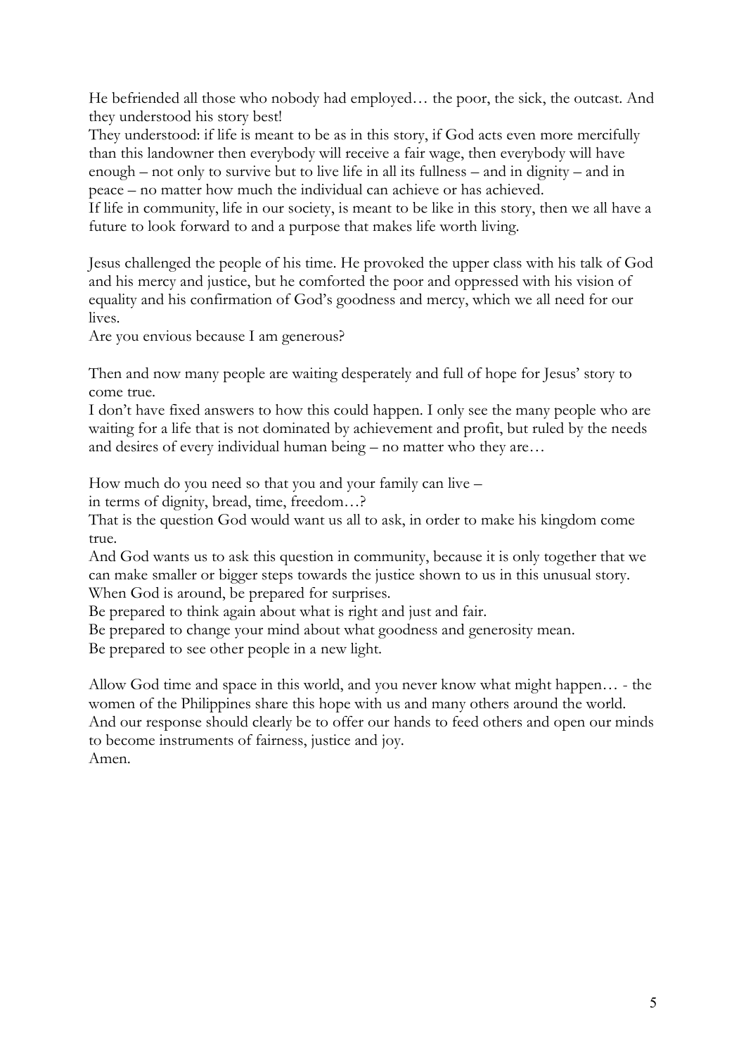He befriended all those who nobody had employed… the poor, the sick, the outcast. And they understood his story best!
They understood: if life is meant to be as in this story, if God acts even more mercifully than this landowner then everybody will receive a fair wage, then everybody will have enough – not only to survive but to live life in all its fullness – and in dignity – and in peace – no matter how much the individual can achieve or has achieved.
If life in community, life in our society, is meant to be like in this story, then we all have a future to look forward to and a purpose that makes life worth living.

Jesus challenged the people of his time. He provoked the upper class with his talk of God and his mercy and justice, but he comforted the poor and oppressed with his vision of equality and his confirmation of God's goodness and mercy, which we all need for our lives.
Are you envious because I am generous?

Then and now many people are waiting desperately and full of hope for Jesus' story to come true.
I don't have fixed answers to how this could happen. I only see the many people who are waiting for a life that is not dominated by achievement and profit, but ruled by the needs and desires of every individual human being – no matter who they are…

How much do you need so that you and your family can live –
in terms of dignity, bread, time, freedom…?
That is the question God would want us all to ask, in order to make his kingdom come true.
And God wants us to ask this question in community, because it is only together that we can make smaller or bigger steps towards the justice shown to us in this unusual story.
When God is around, be prepared for surprises.
Be prepared to think again about what is right and just and fair.
Be prepared to change your mind about what goodness and generosity mean.
Be prepared to see other people in a new light.

Allow God time and space in this world, and you never know what might happen… - the women of the Philippines share this hope with us and many others around the world.
And our response should clearly be to offer our hands to feed others and open our minds to become instruments of fairness, justice and joy.
Amen.